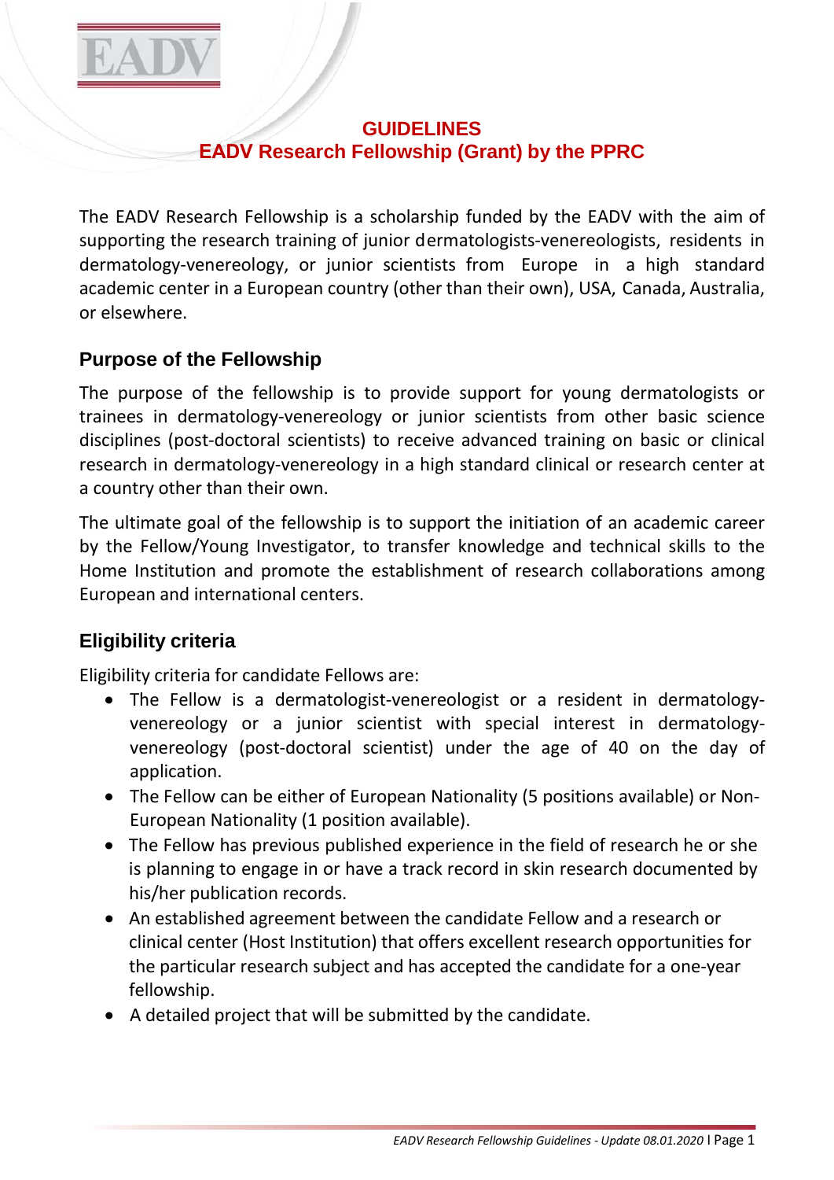# GUIDELINES
# EADV Research Fellowship (Grant) by the PPRC

The EADV Research Fellowship is a scholarship funded by the EADV with the aim of supporting the research training of junior dermatologists-venereologists, residents in dermatology-venereology, or junior scientists from Europe in a high standard academic center in a European country (other than their own), USA, Canada, Australia, or elsewhere.

## Purpose of the Fellowship

The purpose of the fellowship is to provide support for young dermatologists or trainees in dermatology-venereology or junior scientists from other basic science disciplines (post-doctoral scientists) to receive advanced training on basic or clinical research in dermatology-venereology in a high standard clinical or research center at a country other than their own.

The ultimate goal of the fellowship is to support the initiation of an academic career by the Fellow/Young Investigator, to transfer knowledge and technical skills to the Home Institution and promote the establishment of research collaborations among European and international centers.

## Eligibility criteria

Eligibility criteria for candidate Fellows are:

- The Fellow is a dermatologist-venereologist or a resident in dermatology-venereology or a junior scientist with special interest in dermatology-venereology (post-doctoral scientist) under the age of 40 on the day of application.
- The Fellow can be either of European Nationality (5 positions available) or Non-European Nationality (1 position available).
- The Fellow has previous published experience in the field of research he or she is planning to engage in or have a track record in skin research documented by his/her publication records.
- An established agreement between the candidate Fellow and a research or clinical center (Host Institution) that offers excellent research opportunities for the particular research subject and has accepted the candidate for a one-year fellowship.
- A detailed project that will be submitted by the candidate.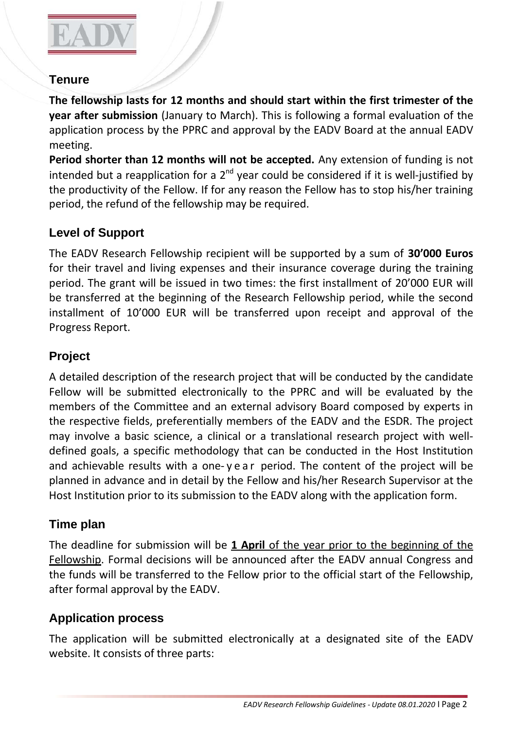## Tenure

**The fellowship lasts for 12 months and should start within the first trimester of the year after submission** (January to March). This is following a formal evaluation of the application process by the PPRC and approval by the EADV Board at the annual EADV meeting.

**Period shorter than 12 months will not be accepted.** Any extension of funding is not intended but a reapplication for a 2nd year could be considered if it is well-justified by the productivity of the Fellow. If for any reason the Fellow has to stop his/her training period, the refund of the fellowship may be required.

## Level of Support

The EADV Research Fellowship recipient will be supported by a sum of **30'000 Euros** for their travel and living expenses and their insurance coverage during the training period. The grant will be issued in two times: the first installment of 20'000 EUR will be transferred at the beginning of the Research Fellowship period, while the second installment of 10'000 EUR will be transferred upon receipt and approval of the Progress Report.

## Project

A detailed description of the research project that will be conducted by the candidate Fellow will be submitted electronically to the PPRC and will be evaluated by the members of the Committee and an external advisory Board composed by experts in the respective fields, preferentially members of the EADV and the ESDR. The project may involve a basic science, a clinical or a translational research project with well-defined goals, a specific methodology that can be conducted in the Host Institution and achievable results with a one-year period. The content of the project will be planned in advance and in detail by the Fellow and his/her Research Supervisor at the Host Institution prior to its submission to the EADV along with the application form.

## Time plan

The deadline for submission will be **1 April** of the year prior to the beginning of the Fellowship. Formal decisions will be announced after the EADV annual Congress and the funds will be transferred to the Fellow prior to the official start of the Fellowship, after formal approval by the EADV.

## Application process

The application will be submitted electronically at a designated site of the EADV website. It consists of three parts: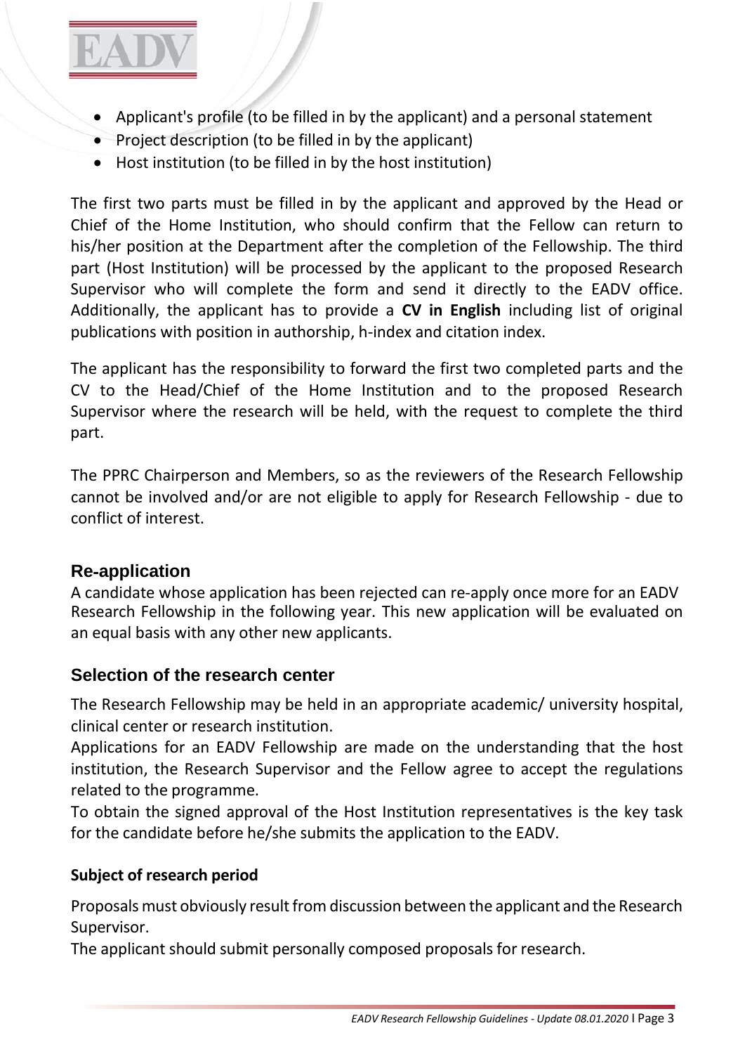- Applicant's profile (to be filled in by the applicant) and a personal statement
- Project description (to be filled in by the applicant)
- Host institution (to be filled in by the host institution)

The first two parts must be filled in by the applicant and approved by the Head or Chief of the Home Institution, who should confirm that the Fellow can return to his/her position at the Department after the completion of the Fellowship. The third part (Host Institution) will be processed by the applicant to the proposed Research Supervisor who will complete the form and send it directly to the EADV office. Additionally, the applicant has to provide a **CV in English** including list of original publications with position in authorship, h-index and citation index.

The applicant has the responsibility to forward the first two completed parts and the CV to the Head/Chief of the Home Institution and to the proposed Research Supervisor where the research will be held, with the request to complete the third part.

The PPRC Chairperson and Members, so as the reviewers of the Research Fellowship cannot be involved and/or are not eligible to apply for Research Fellowship - due to conflict of interest.

## Re-application

A candidate whose application has been rejected can re-apply once more for an EADV Research Fellowship in the following year. This new application will be evaluated on an equal basis with any other new applicants.

## Selection of the research center

The Research Fellowship may be held in an appropriate academic/ university hospital, clinical center or research institution.

Applications for an EADV Fellowship are made on the understanding that the host institution, the Research Supervisor and the Fellow agree to accept the regulations related to the programme.

To obtain the signed approval of the Host Institution representatives is the key task for the candidate before he/she submits the application to the EADV.

### Subject of research period

Proposals must obviously result from discussion between the applicant and the Research Supervisor.

The applicant should submit personally composed proposals for research.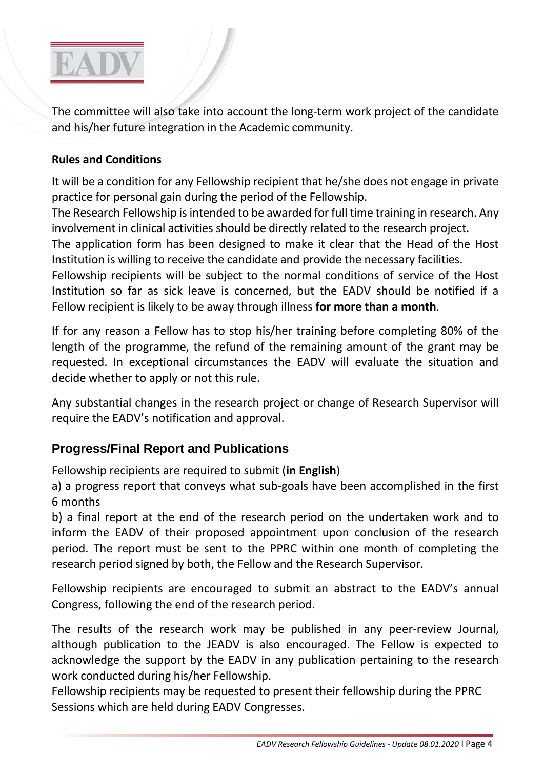The committee will also take into account the long-term work project of the candidate and his/her future integration in the Academic community.

**Rules and Conditions**

It will be a condition for any Fellowship recipient that he/she does not engage in private practice for personal gain during the period of the Fellowship.
The Research Fellowship is intended to be awarded for full time training in research. Any involvement in clinical activities should be directly related to the research project.
The application form has been designed to make it clear that the Head of the Host Institution is willing to receive the candidate and provide the necessary facilities.
Fellowship recipients will be subject to the normal conditions of service of the Host Institution so far as sick leave is concerned, but the EADV should be notified if a Fellow recipient is likely to be away through illness **for more than a month**.

If for any reason a Fellow has to stop his/her training before completing 80% of the length of the programme, the refund of the remaining amount of the grant may be requested. In exceptional circumstances the EADV will evaluate the situation and decide whether to apply or not this rule.

Any substantial changes in the research project or change of Research Supervisor will require the EADV's notification and approval.

## Progress/Final Report and Publications

Fellowship recipients are required to submit (**in English**)
a) a progress report that conveys what sub-goals have been accomplished in the first 6 months
b) a final report at the end of the research period on the undertaken work and to inform the EADV of their proposed appointment upon conclusion of the research period. The report must be sent to the PPRC within one month of completing the research period signed by both, the Fellow and the Research Supervisor.

Fellowship recipients are encouraged to submit an abstract to the EADV's annual Congress, following the end of the research period.

The results of the research work may be published in any peer-review Journal, although publication to the JEADV is also encouraged. The Fellow is expected to acknowledge the support by the EADV in any publication pertaining to the research work conducted during his/her Fellowship.
Fellowship recipients may be requested to present their fellowship during the PPRC Sessions which are held during EADV Congresses.